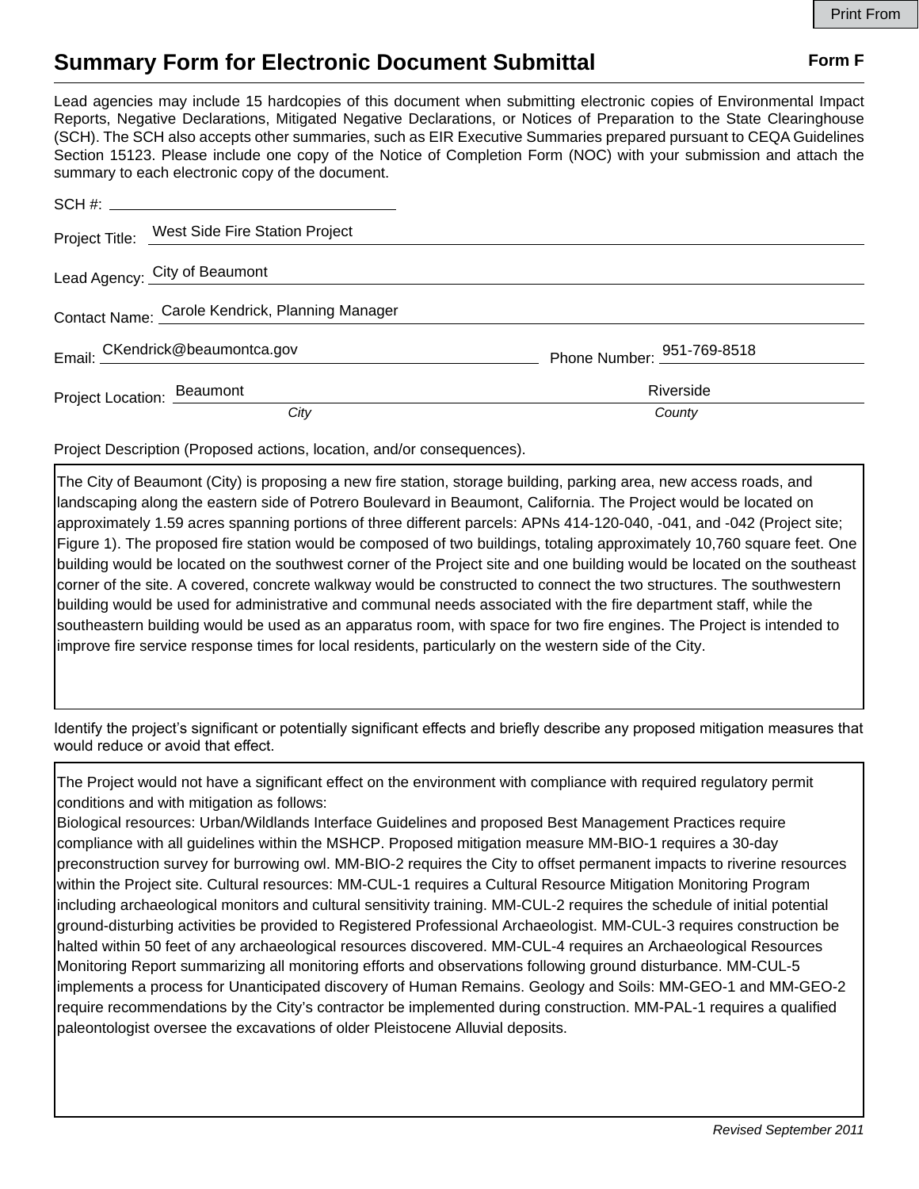# Summary Form for Electronic Document Submittal

**Form F**

Lead agencies may include 15 hardcopies of this document when submitting electronic copies of Environmental Impact Reports, Negative Declarations, Mitigated Negative Declarations, or Notices of Preparation to the State Clearinghouse (SCH). The SCH also accepts other summaries, such as EIR Executive Summaries prepared pursuant to CEQA Guidelines Section 15123. Please include one copy of the Notice of Completion Form (NOC) with your submission and attach the summary to each electronic copy of the document.

SCH #: 

Project Title: West Side Fire Station Project

Lead Agency: City of Beaumont

Contact Name: Carole Kendrick, Planning Manager

Email: CKendrick@beaumontca.gov  Phone Number: 951-769-8518

Project Location: Beaumont (*City*)  Riverside (*County*)

Project Description (Proposed actions, location, and/or consequences).

The City of Beaumont (City) is proposing a new fire station, storage building, parking area, new access roads, and landscaping along the eastern side of Potrero Boulevard in Beaumont, California. The Project would be located on approximately 1.59 acres spanning portions of three different parcels: APNs 414-120-040, -041, and -042 (Project site; Figure 1). The proposed fire station would be composed of two buildings, totaling approximately 10,760 square feet. One building would be located on the southwest corner of the Project site and one building would be located on the southeast corner of the site. A covered, concrete walkway would be constructed to connect the two structures. The southwestern building would be used for administrative and communal needs associated with the fire department staff, while the southeastern building would be used as an apparatus room, with space for two fire engines. The Project is intended to improve fire service response times for local residents, particularly on the western side of the City.

Identify the project's significant or potentially significant effects and briefly describe any proposed mitigation measures that would reduce or avoid that effect.

The Project would not have a significant effect on the environment with compliance with required regulatory permit conditions and with mitigation as follows:
Biological resources: Urban/Wildlands Interface Guidelines and proposed Best Management Practices require compliance with all guidelines within the MSHCP. Proposed mitigation measure MM-BIO-1 requires a 30-day preconstruction survey for burrowing owl. MM-BIO-2 requires the City to offset permanent impacts to riverine resources within the Project site. Cultural resources: MM-CUL-1 requires a Cultural Resource Mitigation Monitoring Program including archaeological monitors and cultural sensitivity training. MM-CUL-2 requires the schedule of initial potential ground-disturbing activities be provided to Registered Professional Archaeologist. MM-CUL-3 requires construction be halted within 50 feet of any archaeological resources discovered. MM-CUL-4 requires an Archaeological Resources Monitoring Report summarizing all monitoring efforts and observations following ground disturbance. MM-CUL-5 implements a process for Unanticipated discovery of Human Remains. Geology and Soils: MM-GEO-1 and MM-GEO-2 require recommendations by the City's contractor be implemented during construction. MM-PAL-1 requires a qualified paleontologist oversee the excavations of older Pleistocene Alluvial deposits.

*Revised September 2011*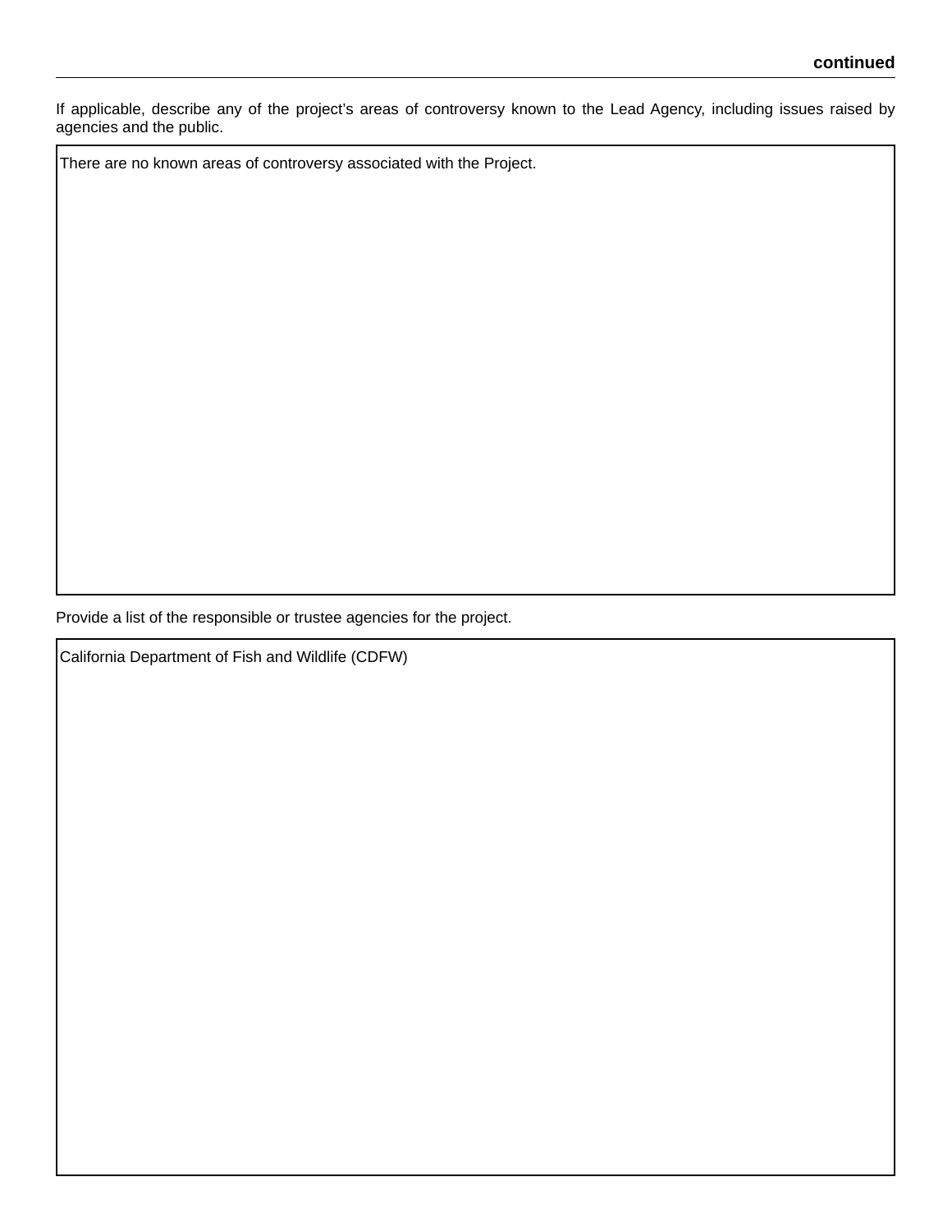**continued**

If applicable, describe any of the project's areas of controversy known to the Lead Agency, including issues raised by agencies and the public.

There are no known areas of controversy associated with the Project.

Provide a list of the responsible or trustee agencies for the project.

California Department of Fish and Wildlife (CDFW)